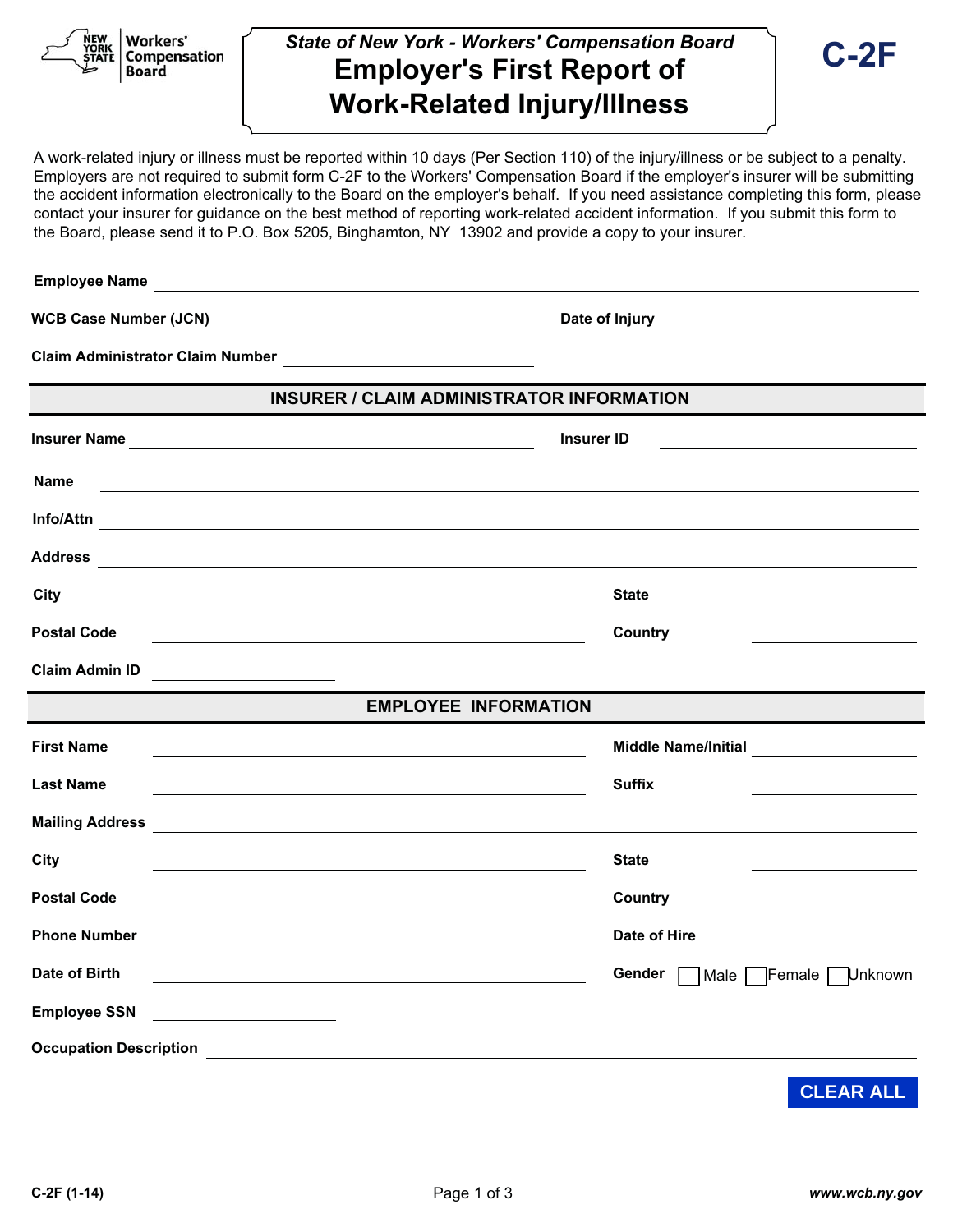NEW YORK STATE Workers' Compensation Board

*State of New York - Workers' Compensation Board*

# Employer's First Report of Work-Related Injury/Illness

**C-2F**

A work-related injury or illness must be reported within 10 days (Per Section 110) of the injury/illness or be subject to a penalty. Employers are not required to submit form C-2F to the Workers' Compensation Board if the employer's insurer will be submitting the accident information electronically to the Board on the employer's behalf. If you need assistance completing this form, please contact your insurer for guidance on the best method of reporting work-related accident information. If you submit this form to the Board, please send it to P.O. Box 5205, Binghamton, NY 13902 and provide a copy to your insurer.

**Employee Name** ____________________

**WCB Case Number (JCN)** ____________________ **Date of Injury** ____________________

**Claim Administrator Claim Number** ____________________

## INSURER / CLAIM ADMINISTRATOR INFORMATION

**Insurer Name** ____________________ **Insurer ID** ____________________

**Name** ____________________

**Info/Attn** ____________________

**Address** ____________________

**City** ____________________ **State** ____________________

**Postal Code** ____________________ **Country** ____________________

**Claim Admin ID** ____________________

## EMPLOYEE INFORMATION

**First Name** ____________________ **Middle Name/Initial** ____________________

**Last Name** ____________________ **Suffix** ____________________

**Mailing Address** ____________________

**City** ____________________ **State** ____________________

**Postal Code** ____________________ **Country** ____________________

**Phone Number** ____________________ **Date of Hire** ____________________

**Date of Birth** ____________________ **Gender** ☐ Male ☐ Female ☐ Unknown

**Employee SSN** ____________________

**Occupation Description** ____________________

CLEAR ALL

C-2F (1-14)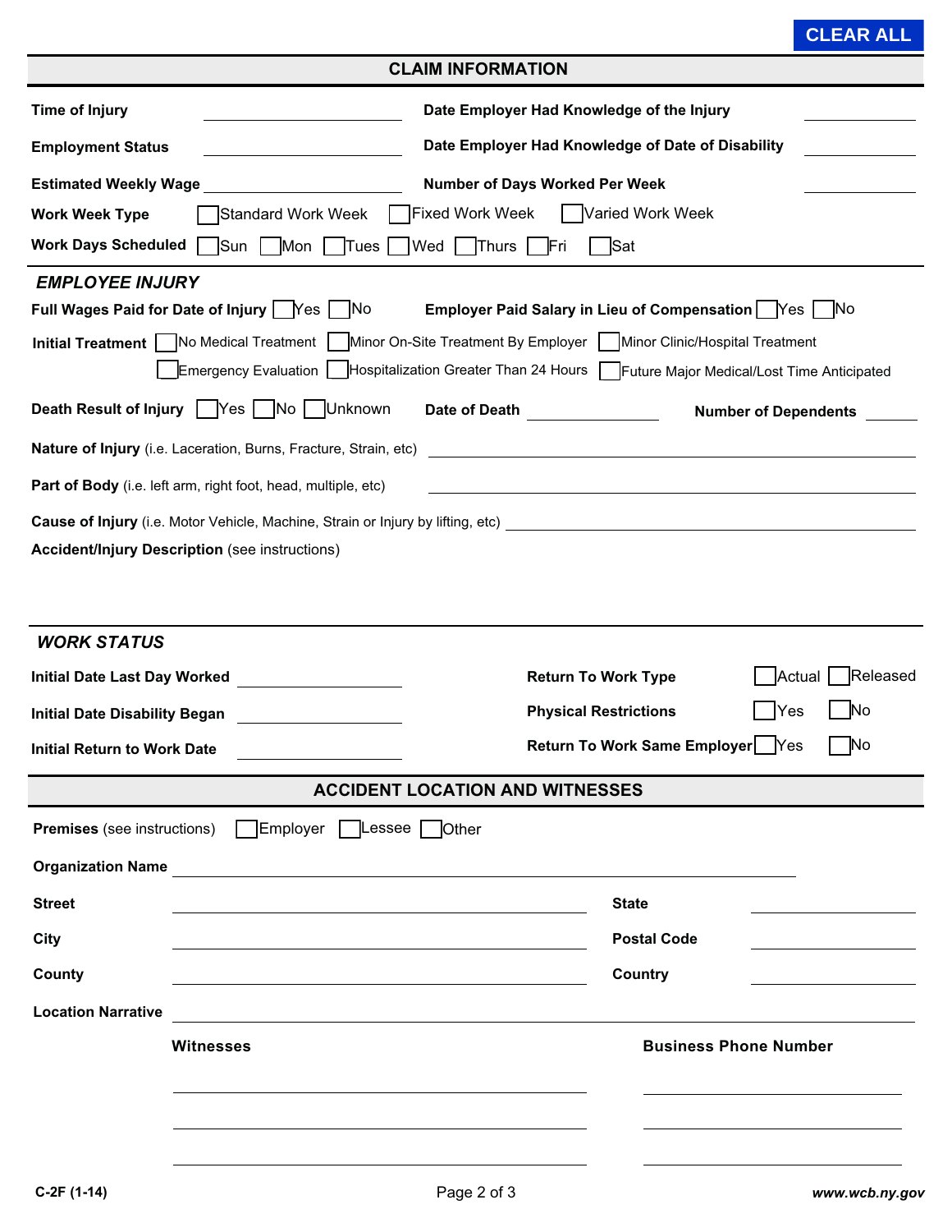CLEAR ALL

## CLAIM INFORMATION

**Time of Injury** ____________________ **Date Employer Had Knowledge of the Injury** __________

**Employment Status** ____________________ **Date Employer Had Knowledge of Date of Disability** __________

**Estimated Weekly Wage** ____________________ **Number of Days Worked Per Week** __________

**Work Week Type** ☐ Standard Work Week ☐ Fixed Work Week ☐ Varied Work Week

**Work Days Scheduled** ☐ Sun ☐ Mon ☐ Tues ☐ Wed ☐ Thurs ☐ Fri ☐ Sat

### *EMPLOYEE INJURY*

**Full Wages Paid for Date of Injury** ☐ Yes ☐ No **Employer Paid Salary in Lieu of Compensation** ☐ Yes ☐ No

**Initial Treatment** ☐ No Medical Treatment ☐ Minor On-Site Treatment By Employer ☐ Minor Clinic/Hospital Treatment ☐ Emergency Evaluation ☐ Hospitalization Greater Than 24 Hours ☐ Future Major Medical/Lost Time Anticipated

**Death Result of Injury** ☐ Yes ☐ No ☐ Unknown **Date of Death** __________ **Number of Dependents** ______

**Nature of Injury** (i.e. Laceration, Burns, Fracture, Strain, etc) ____________________

**Part of Body** (i.e. left arm, right foot, head, multiple, etc) ____________________

**Cause of Injury** (i.e. Motor Vehicle, Machine, Strain or Injury by lifting, etc) ____________________

**Accident/Injury Description** (see instructions)

### *WORK STATUS*

**Initial Date Last Day Worked** __________ **Return To Work Type** ☐ Actual ☐ Released

**Initial Date Disability Began** __________ **Physical Restrictions** ☐ Yes ☐ No

**Initial Return to Work Date** __________ **Return To Work Same Employer** ☐ Yes ☐ No

## ACCIDENT LOCATION AND WITNESSES

**Premises** (see instructions) ☐ Employer ☐ Lessee ☐ Other

**Organization Name** ____________________

**Street** ____________________ **State** __________

**City** ____________________ **Postal Code** __________

**County** ____________________ **Country** __________

**Location Narrative** ____________________

| Witnesses | Business Phone Number |
|---|---|
| | |
| | |
| | |

C-2F (1-14)

www.wcb.ny.gov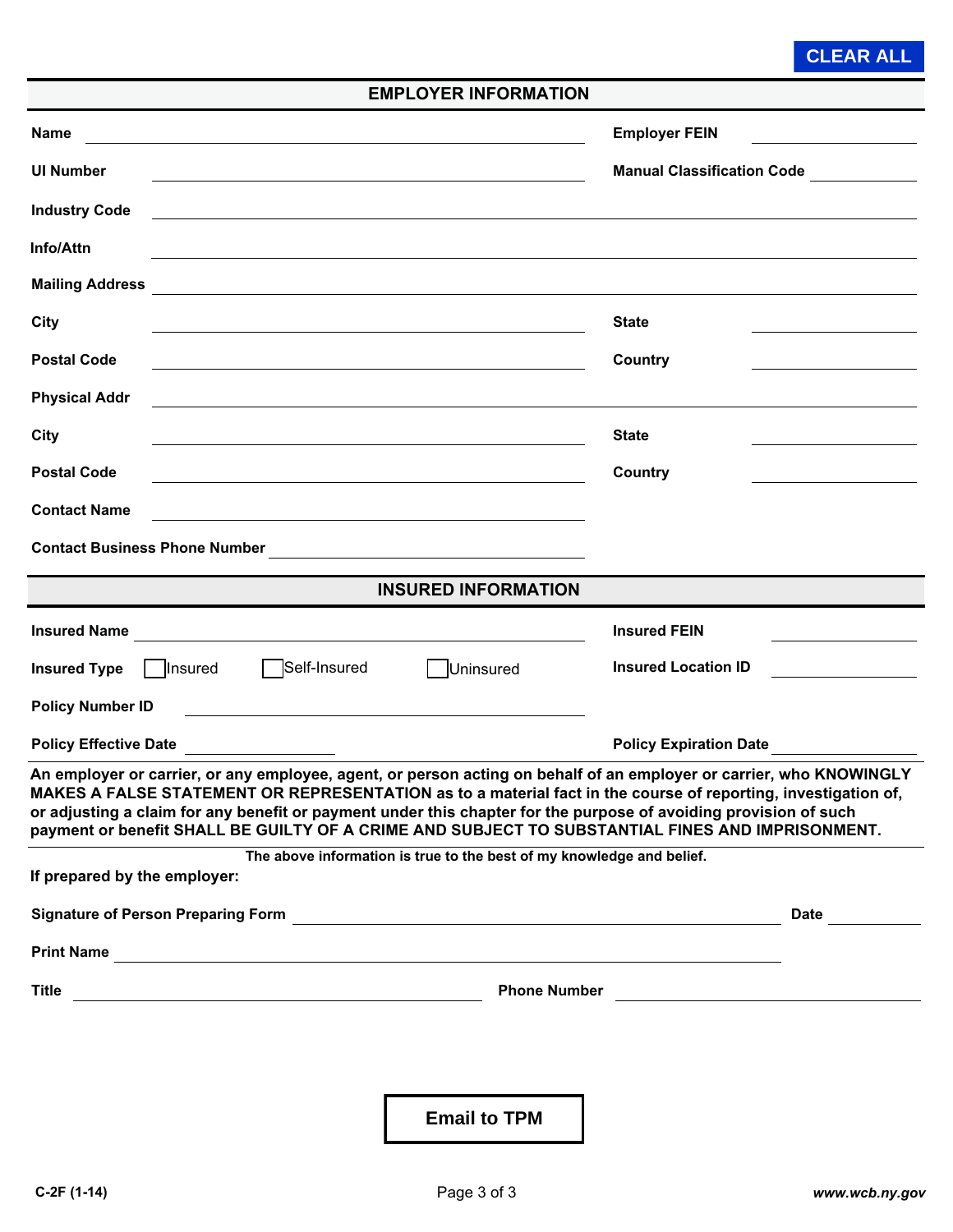CLEAR ALL

## EMPLOYER INFORMATION

**Name** ____________________ **Employer FEIN** ____________

**UI Number** ____________________ **Manual Classification Code** ____________

**Industry Code** ____________________

**Info/Attn** ____________________

**Mailing Address** ____________________

**City** ____________________ **State** ____________

**Postal Code** ____________________ **Country** ____________

**Physical Addr** ____________________

**City** ____________________ **State** ____________

**Postal Code** ____________________ **Country** ____________

**Contact Name** ____________________

**Contact Business Phone Number** ____________________

## INSURED INFORMATION

**Insured Name** ____________________ **Insured FEIN** ____________

**Insured Type** ☐ Insured ☐ Self-Insured ☐ Uninsured **Insured Location ID** ____________

**Policy Number ID** ____________________

**Policy Effective Date** ____________ **Policy Expiration Date** ____________

**An employer or carrier, or any employee, agent, or person acting on behalf of an employer or carrier, who KNOWINGLY MAKES A FALSE STATEMENT OR REPRESENTATION as to a material fact in the course of reporting, investigation of, or adjusting a claim for any benefit or payment under this chapter for the purpose of avoiding provision of such payment or benefit SHALL BE GUILTY OF A CRIME AND SUBJECT TO SUBSTANTIAL FINES AND IMPRISONMENT.**

**The above information is true to the best of my knowledge and belief.**

**If prepared by the employer:**

**Signature of Person Preparing Form** ____________________ **Date** ____________

**Print Name** ____________________

**Title** ____________________ **Phone Number** ____________________

**Email to TPM**

C-2F (1-14)

*www.wcb.ny.gov*